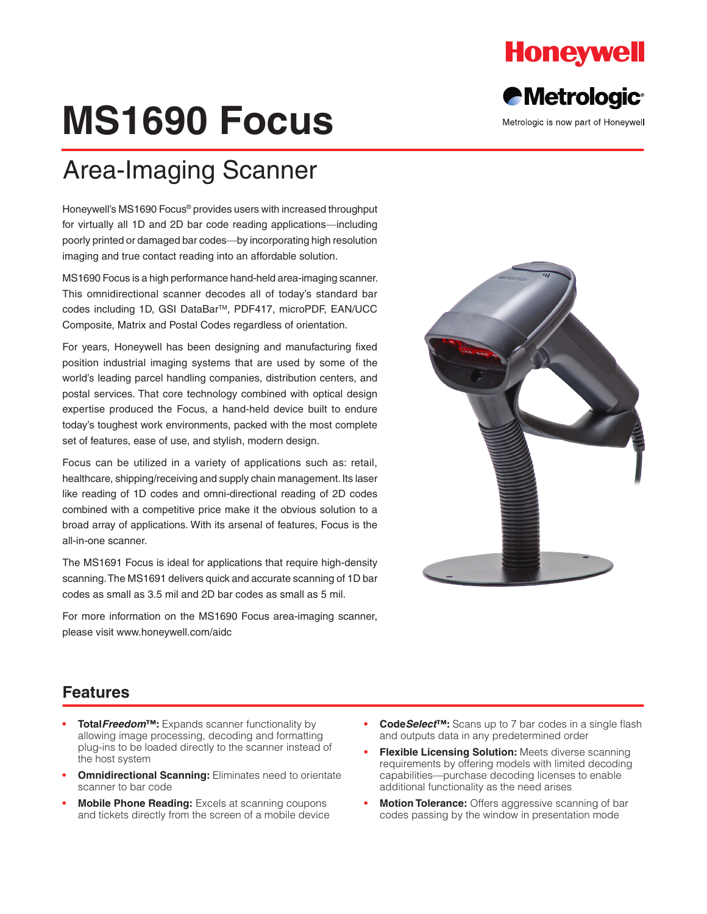Honeywell

Metrologic

Metrologic is now part of Honeywell

# MS1690 Focus

## Area-Imaging Scanner

Honeywell's MS1690 Focus® provides users with increased throughput for virtually all 1D and 2D bar code reading applications—including poorly printed or damaged bar codes—by incorporating high resolution imaging and true contact reading into an affordable solution.

MS1690 Focus is a high performance hand-held area-imaging scanner. This omnidirectional scanner decodes all of today's standard bar codes including 1D, GSI DataBar™, PDF417, microPDF, EAN/UCC Composite, Matrix and Postal Codes regardless of orientation.

For years, Honeywell has been designing and manufacturing fixed position industrial imaging systems that are used by some of the world's leading parcel handling companies, distribution centers, and postal services. That core technology combined with optical design expertise produced the Focus, a hand-held device built to endure today's toughest work environments, packed with the most complete set of features, ease of use, and stylish, modern design.

Focus can be utilized in a variety of applications such as: retail, healthcare, shipping/receiving and supply chain management. Its laser like reading of 1D codes and omni-directional reading of 2D codes combined with a competitive price make it the obvious solution to a broad array of applications. With its arsenal of features, Focus is the all-in-one scanner.

The MS1691 Focus is ideal for applications that require high-density scanning. The MS1691 delivers quick and accurate scanning of 1D bar codes as small as 3.5 mil and 2D bar codes as small as 5 mil.

For more information on the MS1690 Focus area-imaging scanner, please visit www.honeywell.com/aidc

## Features

- **Total*Freedom*™:** Expands scanner functionality by allowing image processing, decoding and formatting plug-ins to be loaded directly to the scanner instead of the host system
- **Omnidirectional Scanning:** Eliminates need to orientate scanner to bar code
- **Mobile Phone Reading:** Excels at scanning coupons and tickets directly from the screen of a mobile device
- **Code*Select*™:** Scans up to 7 bar codes in a single flash and outputs data in any predetermined order
- **Flexible Licensing Solution:** Meets diverse scanning requirements by offering models with limited decoding capabilities—purchase decoding licenses to enable additional functionality as the need arises
- **Motion Tolerance:** Offers aggressive scanning of bar codes passing by the window in presentation mode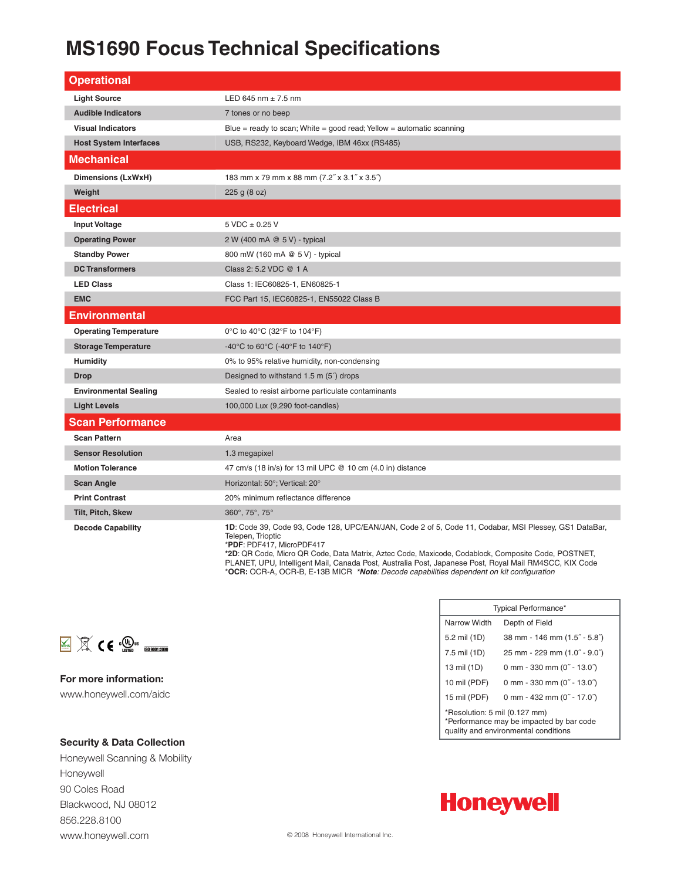# MS1690 Focus Technical Specifications

| | |
|---|---|
| **Operational** | |
| Light Source | LED 645 nm ± 7.5 nm |
| Audible Indicators | 7 tones or no beep |
| Visual Indicators | Blue = ready to scan; White = good read; Yellow = automatic scanning |
| Host System Interfaces | USB, RS232, Keyboard Wedge, IBM 46xx (RS485) |
| **Mechanical** | |
| Dimensions (LxWxH) | 183 mm x 79 mm x 88 mm (7.2˝ x 3.1˝ x 3.5˝) |
| Weight | 225 g (8 oz) |
| **Electrical** | |
| Input Voltage | 5 VDC ± 0.25 V |
| Operating Power | 2 W (400 mA @ 5 V) - typical |
| Standby Power | 800 mW (160 mA @ 5 V) - typical |
| DC Transformers | Class 2: 5.2 VDC @ 1 A |
| LED Class | Class 1: IEC60825-1, EN60825-1 |
| EMC | FCC Part 15, IEC60825-1, EN55022 Class B |
| **Environmental** | |
| Operating Temperature | 0°C to 40°C (32°F to 104°F) |
| Storage Temperature | -40°C to 60°C (-40°F to 140°F) |
| Humidity | 0% to 95% relative humidity, non-condensing |
| Drop | Designed to withstand 1.5 m (5´) drops |
| Environmental Sealing | Sealed to resist airborne particulate contaminants |
| Light Levels | 100,000 Lux (9,290 foot-candles) |
| **Scan Performance** | |
| Scan Pattern | Area |
| Sensor Resolution | 1.3 megapixel |
| Motion Tolerance | 47 cm/s (18 in/s) for 13 mil UPC @ 10 cm (4.0 in) distance |
| Scan Angle | Horizontal: 50°; Vertical: 20° |
| Print Contrast | 20% minimum reflectance difference |
| Tilt, Pitch, Skew | 360°, 75°, 75° |
| Decode Capability | **1D**: Code 39, Code 93, Code 128, UPC/EAN/JAN, Code 2 of 5, Code 11, Codabar, MSI Plessey, GS1 DataBar, Telepen, Trioptic<br>\***PDF**: PDF417, MicroPDF417<br>**\*2D**: QR Code, Micro QR Code, Data Matrix, Aztec Code, Maxicode, Codablock, Composite Code, POSTNET, PLANET, UPU, Intelligent Mail, Canada Post, Australia Post, Japanese Post, Royal Mail RM4SCC, KIX Code<br>\***OCR:** OCR-A, OCR-B, E-13B MICR ***Note**: Decode capabilities dependent on kit configuration* |

| Typical Performance* | |
|---|---|
| Narrow Width | Depth of Field |
| 5.2 mil (1D) | 38 mm - 146 mm (1.5˝ - 5.8˝) |
| 7.5 mil (1D) | 25 mm - 229 mm (1.0˝ - 9.0˝) |
| 13 mil (1D) | 0 mm - 330 mm (0˝ - 13.0˝) |
| 10 mil (PDF) | 0 mm - 330 mm (0˝ - 13.0˝) |
| 15 mil (PDF) | 0 mm - 432 mm (0˝ - 17.0˝) |

*Resolution: 5 mil (0.127 mm)
*Performance may be impacted by bar code quality and environmental conditions

**For more information:**
www.honeywell.com/aidc

**Security & Data Collection**
Honeywell Scanning & Mobility
Honeywell
90 Coles Road
Blackwood, NJ 08012
856.228.8100
www.honeywell.com

Honeywell

© 2008 Honeywell International Inc.